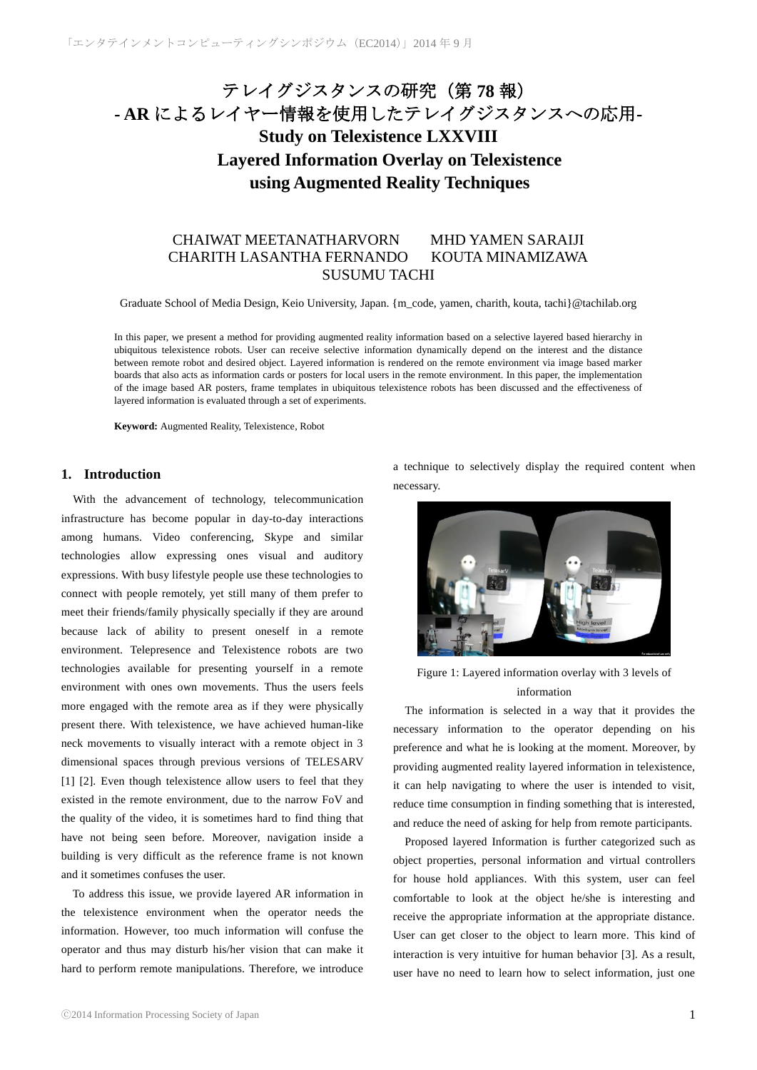# テレイグジスタンスの研究（第 78 報）
# - AR によるレイヤー情報を使用したテレイグジスタンスへの応用-
# Study on Telexistence LXXVIII
# Layered Information Overlay on Telexistence using Augmented Reality Techniques

CHAIWAT MEETANATHARVORN　MHD YAMEN SARAIJI
CHARITH LASANTHA FERNANDO　KOUTA MINAMIZAWA
SUSUMU TACHI

Graduate School of Media Design, Keio University, Japan. {m_code, yamen, charith, kouta, tachi}@tachilab.org

In this paper, we present a method for providing augmented reality information based on a selective layered based hierarchy in ubiquitous telexistence robots. User can receive selective information dynamically depend on the interest and the distance between remote robot and desired object. Layered information is rendered on the remote environment via image based marker boards that also acts as information cards or posters for local users in the remote environment. In this paper, the implementation of the image based AR posters, frame templates in ubiquitous telexistence robots has been discussed and the effectiveness of layered information is evaluated through a set of experiments.

**Keyword:** Augmented Reality, Telexistence, Robot

## 1. Introduction

With the advancement of technology, telecommunication infrastructure has become popular in day-to-day interactions among humans. Video conferencing, Skype and similar technologies allow expressing ones visual and auditory expressions. With busy lifestyle people use these technologies to connect with people remotely, yet still many of them prefer to meet their friends/family physically specially if they are around because lack of ability to present oneself in a remote environment. Telepresence and Telexistence robots are two technologies available for presenting yourself in a remote environment with ones own movements. Thus the users feels more engaged with the remote area as if they were physically present there. With telexistence, we have achieved human-like neck movements to visually interact with a remote object in 3 dimensional spaces through previous versions of TELESARV [1] [2]. Even though telexistence allow users to feel that they existed in the remote environment, due to the narrow FoV and the quality of the video, it is sometimes hard to find thing that have not being seen before. Moreover, navigation inside a building is very difficult as the reference frame is not known and it sometimes confuses the user.

To address this issue, we provide layered AR information in the telexistence environment when the operator needs the information. However, too much information will confuse the operator and thus may disturb his/her vision that can make it hard to perform remote manipulations. Therefore, we introduce a technique to selectively display the required content when necessary.

Figure 1: Layered information overlay with 3 levels of information

The information is selected in a way that it provides the necessary information to the operator depending on his preference and what he is looking at the moment. Moreover, by providing augmented reality layered information in telexistence, it can help navigating to where the user is intended to visit, reduce time consumption in finding something that is interested, and reduce the need of asking for help from remote participants.

Proposed layered Information is further categorized such as object properties, personal information and virtual controllers for house hold appliances. With this system, user can feel comfortable to look at the object he/she is interesting and receive the appropriate information at the appropriate distance. User can get closer to the object to learn more. This kind of interaction is very intuitive for human behavior [3]. As a result, user have no need to learn how to select information, just one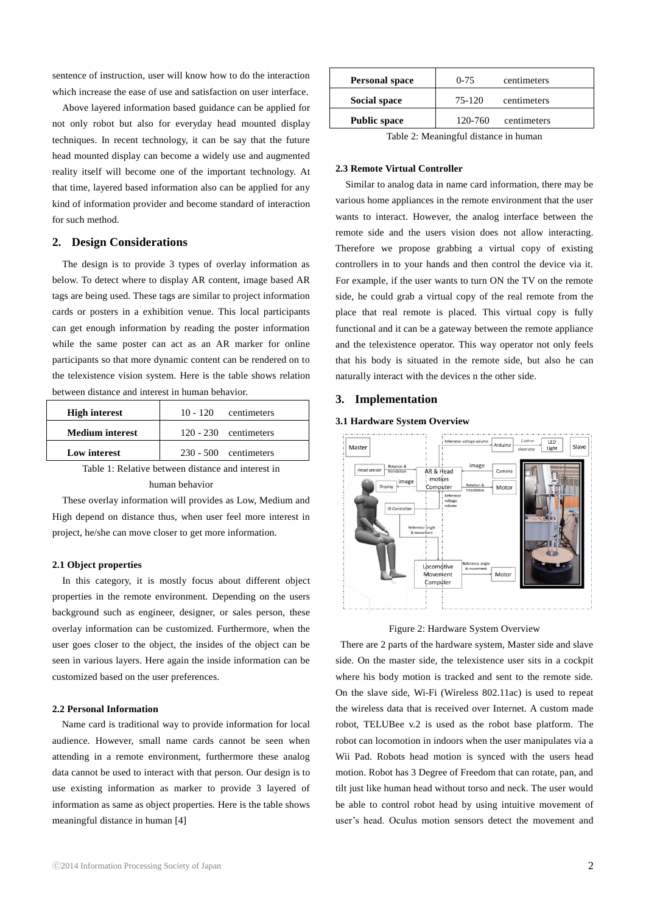sentence of instruction, user will know how to do the interaction which increase the ease of use and satisfaction on user interface.

Above layered information based guidance can be applied for not only robot but also for everyday head mounted display techniques. In recent technology, it can be say that the future head mounted display can become a widely use and augmented reality itself will become one of the important technology. At that time, layered based information also can be applied for any kind of information provider and become standard of interaction for such method.

## 2. Design Considerations

The design is to provide 3 types of overlay information as below. To detect where to display AR content, image based AR tags are being used. These tags are similar to project information cards or posters in a exhibition venue. This local participants can get enough information by reading the poster information while the same poster can act as an AR marker for online participants so that more dynamic content can be rendered on to the telexistence vision system. Here is the table shows relation between distance and interest in human behavior.

| | |
|---|---|
| **High interest** | 10 - 120 centimeters |
| **Medium interest** | 120 - 230 centimeters |
| **Low interest** | 230 - 500 centimeters |

Table 1: Relative between distance and interest in human behavior

These overlay information will provides as Low, Medium and High depend on distance thus, when user feel more interest in project, he/she can move closer to get more information.

### 2.1 Object properties

In this category, it is mostly focus about different object properties in the remote environment. Depending on the users background such as engineer, designer, or sales person, these overlay information can be customized. Furthermore, when the user goes closer to the object, the insides of the object can be seen in various layers. Here again the inside information can be customized based on the user preferences.

### 2.2 Personal Information

Name card is traditional way to provide information for local audience. However, small name cards cannot be seen when attending in a remote environment, furthermore these analog data cannot be used to interact with that person. Our design is to use existing information as marker to provide 3 layered of information as same as object properties. Here is the table shows meaningful distance in human [4]

| | |
|---|---|
| **Personal space** | 0-75 centimeters |
| **Social space** | 75-120 centimeters |
| **Public space** | 120-760 centimeters |

Table 2: Meaningful distance in human

### 2.3 Remote Virtual Controller

Similar to analog data in name card information, there may be various home appliances in the remote environment that the user wants to interact. However, the analog interface between the remote side and the users vision does not allow interacting. Therefore we propose grabbing a virtual copy of existing controllers in to your hands and then control the device via it. For example, if the user wants to turn ON the TV on the remote side, he could grab a virtual copy of the real remote from the place that real remote is placed. This virtual copy is fully functional and it can be a gateway between the remote appliance and the telexistence operator. This way operator not only feels that his body is situated in the remote side, but also he can naturally interact with the devices n the other side.

## 3. Implementation

### 3.1 Hardware System Overview

Figure 2: Hardware System Overview

There are 2 parts of the hardware system, Master side and slave side. On the master side, the telexistence user sits in a cockpit where his body motion is tracked and sent to the remote side. On the slave side, Wi-Fi (Wireless 802.11ac) is used to repeat the wireless data that is received over Internet. A custom made robot, TELUBee v.2 is used as the robot base platform. The robot can locomotion in indoors when the user manipulates via a Wii Pad. Robots head motion is synced with the users head motion. Robot has 3 Degree of Freedom that can rotate, pan, and tilt just like human head without torso and neck. The user would be able to control robot head by using intuitive movement of user's head. Oculus motion sensors detect the movement and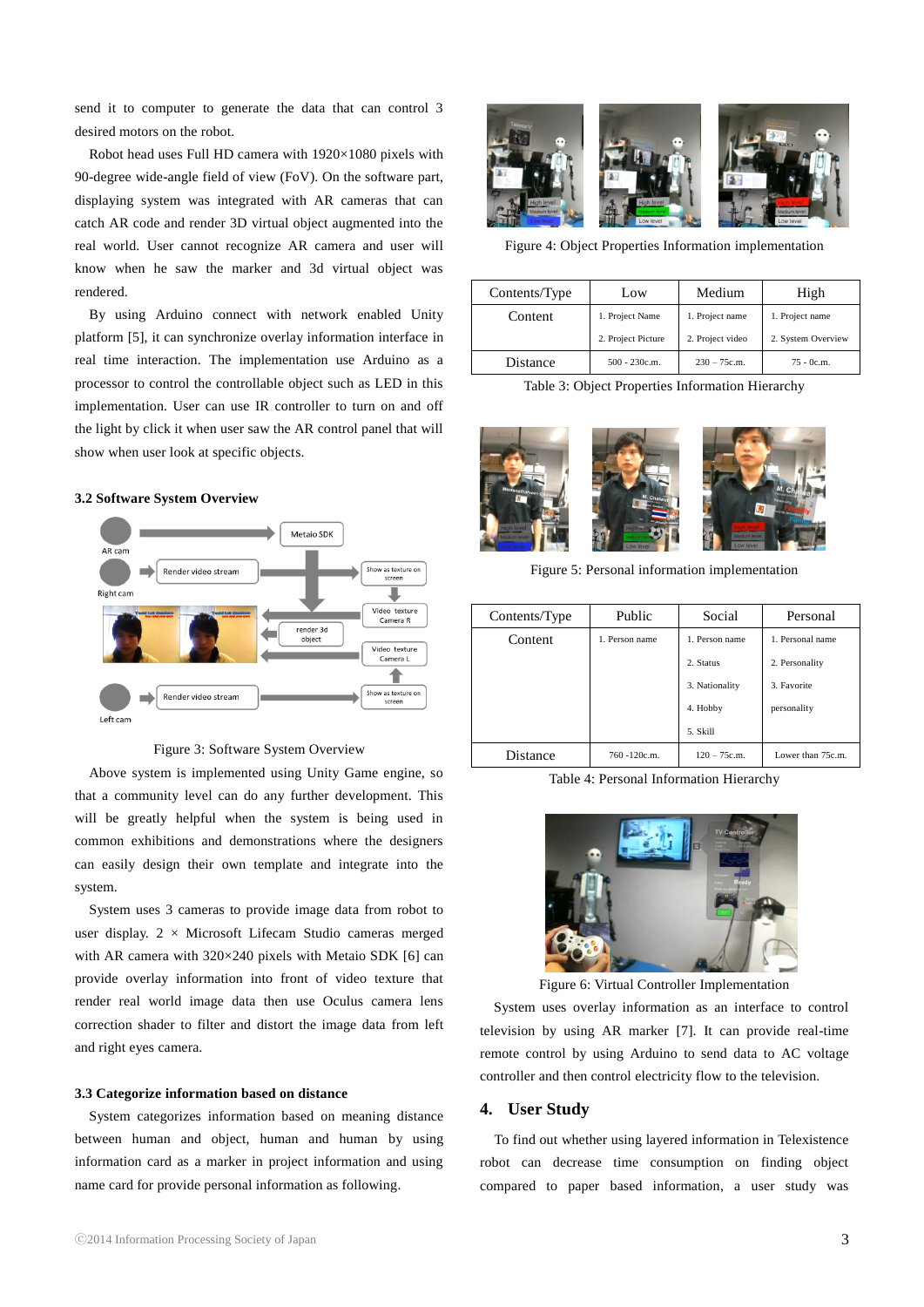send it to computer to generate the data that can control 3 desired motors on the robot.

Robot head uses Full HD camera with 1920×1080 pixels with 90-degree wide-angle field of view (FoV). On the software part, displaying system was integrated with AR cameras that can catch AR code and render 3D virtual object augmented into the real world. User cannot recognize AR camera and user will know when he saw the marker and 3d virtual object was rendered.

By using Arduino connect with network enabled Unity platform [5], it can synchronize overlay information interface in real time interaction. The implementation use Arduino as a processor to control the controllable object such as LED in this implementation. User can use IR controller to turn on and off the light by click it when user saw the AR control panel that will show when user look at specific objects.

### 3.2 Software System Overview

Figure 3: Software System Overview

Above system is implemented using Unity Game engine, so that a community level can do any further development. This will be greatly helpful when the system is being used in common exhibitions and demonstrations where the designers can easily design their own template and integrate into the system.

System uses 3 cameras to provide image data from robot to user display. 2 × Microsoft Lifecam Studio cameras merged with AR camera with 320×240 pixels with Metaio SDK [6] can provide overlay information into front of video texture that render real world image data then use Oculus camera lens correction shader to filter and distort the image data from left and right eyes camera.

### 3.3 Categorize information based on distance

System categorizes information based on meaning distance between human and object, human and human by using information card as a marker in project information and using name card for provide personal information as following.

Figure 4: Object Properties Information implementation

| Contents/Type | Low | Medium | High |
|---|---|---|---|
| Content | 1. Project Name<br>2. Project Picture | 1. Project name<br>2. Project video | 1. Project name<br>2. System Overview |
| Distance | 500 - 230c.m. | 230 – 75c.m. | 75 - 0c.m. |

Table 3: Object Properties Information Hierarchy

Figure 5: Personal information implementation

| Contents/Type | Public | Social | Personal |
|---|---|---|---|
| Content | 1. Person name | 1. Person name<br>2. Status<br>3. Nationality<br>4. Hobby<br>5. Skill | 1. Personal name<br>2. Personality<br>3. Favorite personality |
| Distance | 760 -120c.m. | 120 – 75c.m. | Lower than 75c.m. |

Table 4: Personal Information Hierarchy

Figure 6: Virtual Controller Implementation

System uses overlay information as an interface to control television by using AR marker [7]. It can provide real-time remote control by using Arduino to send data to AC voltage controller and then control electricity flow to the television.

## 4. User Study

To find out whether using layered information in Telexistence robot can decrease time consumption on finding object compared to paper based information, a user study was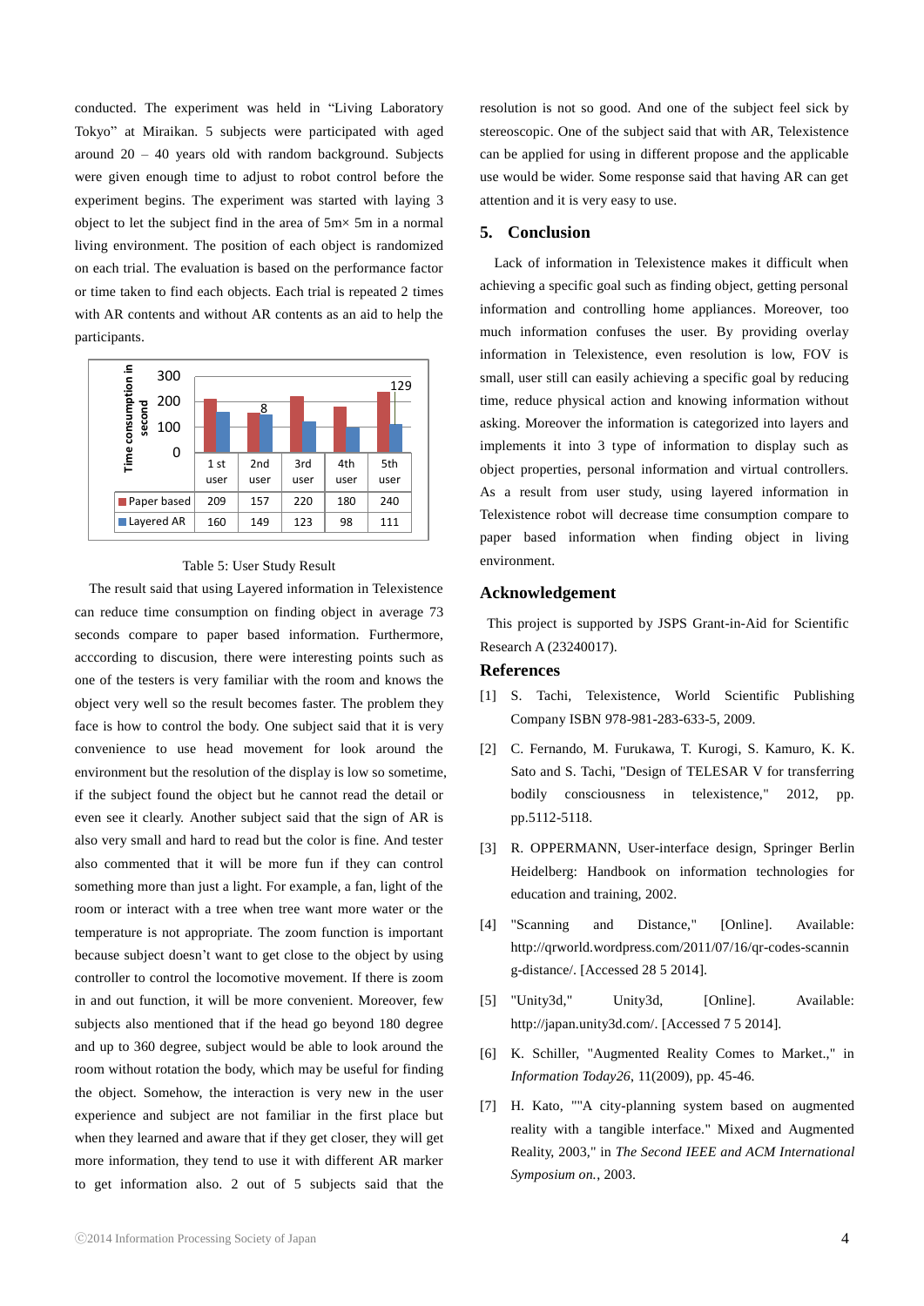conducted. The experiment was held in "Living Laboratory Tokyo" at Miraikan. 5 subjects were participated with aged around 20 – 40 years old with random background. Subjects were given enough time to adjust to robot control before the experiment begins. The experiment was started with laying 3 object to let the subject find in the area of 5m× 5m in a normal living environment. The position of each object is randomized on each trial. The evaluation is based on the performance factor or time taken to find each objects. Each trial is repeated 2 times with AR contents and without AR contents as an aid to help the participants.

Time consumption in second

300

200

100

0

8

129

| | 1 st user | 2nd user | 3rd user | 4th user | 5th user |
|---|---|---|---|---|---|
| Paper based | 209 | 157 | 220 | 180 | 240 |
| Layered AR | 160 | 149 | 123 | 98 | 111 |

Table 5: User Study Result

The result said that using Layered information in Telexistence can reduce time consumption on finding object in average 73 seconds compare to paper based information. Furthermore, acccording to discusion, there were interesting points such as one of the testers is very familiar with the room and knows the object very well so the result becomes faster. The problem they face is how to control the body. One subject said that it is very convenience to use head movement for look around the environment but the resolution of the display is low so sometime, if the subject found the object but he cannot read the detail or even see it clearly. Another subject said that the sign of AR is also very small and hard to read but the color is fine. And tester also commented that it will be more fun if they can control something more than just a light. For example, a fan, light of the room or interact with a tree when tree want more water or the temperature is not appropriate. The zoom function is important because subject doesn't want to get close to the object by using controller to control the locomotive movement. If there is zoom in and out function, it will be more convenient. Moreover, few subjects also mentioned that if the head go beyond 180 degree and up to 360 degree, subject would be able to look around the room without rotation the body, which may be useful for finding the object. Somehow, the interaction is very new in the user experience and subject are not familiar in the first place but when they learned and aware that if they get closer, they will get more information, they tend to use it with different AR marker to get information also. 2 out of 5 subjects said that the resolution is not so good. And one of the subject feel sick by stereoscopic. One of the subject said that with AR, Telexistence can be applied for using in different propose and the applicable use would be wider. Some response said that having AR can get attention and it is very easy to use.

## 5. Conclusion

Lack of information in Telexistence makes it difficult when achieving a specific goal such as finding object, getting personal information and controlling home appliances. Moreover, too much information confuses the user. By providing overlay information in Telexistence, even resolution is low, FOV is small, user still can easily achieving a specific goal by reducing time, reduce physical action and knowing information without asking. Moreover the information is categorized into layers and implements it into 3 type of information to display such as object properties, personal information and virtual controllers. As a result from user study, using layered information in Telexistence robot will decrease time consumption compare to paper based information when finding object in living environment.

## Acknowledgement

This project is supported by JSPS Grant-in-Aid for Scientific Research A (23240017).

## References

[1] S. Tachi, Telexistence, World Scientific Publishing Company ISBN 978-981-283-633-5, 2009.

[2] C. Fernando, M. Furukawa, T. Kurogi, S. Kamuro, K. K. Sato and S. Tachi, "Design of TELESAR V for transferring bodily consciousness in telexistence," 2012, pp. pp.5112-5118.

[3] R. OPPERMANN, User-interface design, Springer Berlin Heidelberg: Handbook on information technologies for education and training, 2002.

[4] "Scanning and Distance," [Online]. Available: http://qrworld.wordpress.com/2011/07/16/qr-codes-scanning-distance/. [Accessed 28 5 2014].

[5] "Unity3d," Unity3d, [Online]. Available: http://japan.unity3d.com/. [Accessed 7 5 2014].

[6] K. Schiller, "Augmented Reality Comes to Market," in *Information Today26*, 11(2009), pp. 45-46.

[7] H. Kato, ""A city-planning system based on augmented reality with a tangible interface." Mixed and Augmented Reality, 2003," in *The Second IEEE and ACM International Symposium on.*, 2003.